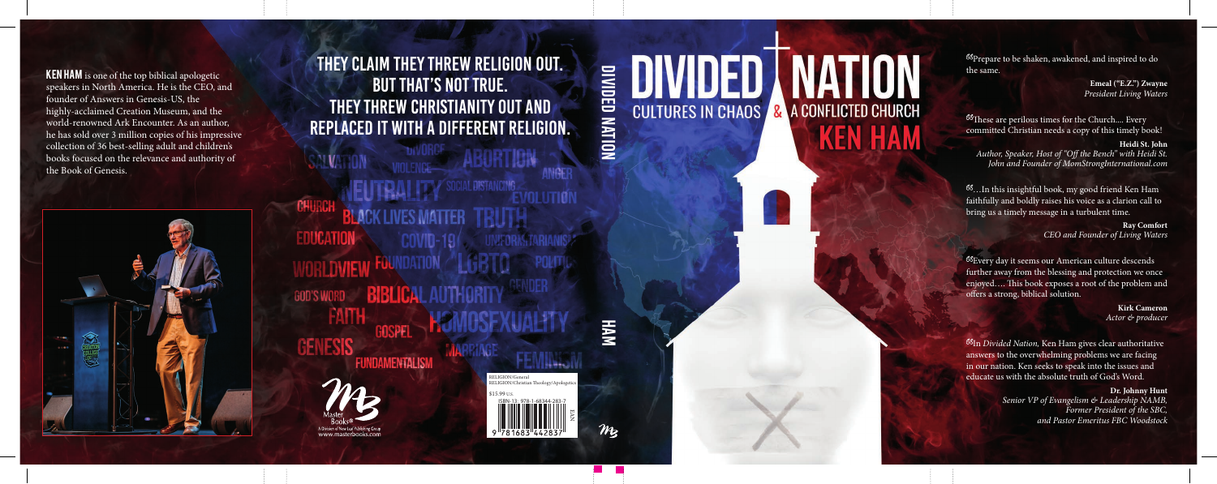**KEN HAM** is one of the top biblical apologetic speakers in North America. He is the CEO, and founder of Answers in Genesis-US, the highly-acclaimed Creation Museum, and the world-renowned Ark Encounter. As an author, he has sold over 3 million copies of his impressive collection of 36 best-selling adult and children's books focused on the relevance and authority of the Book of Genesis.

## THEY CLAIM THEY THREW RELIGION OUT. BUT THAT'S NOT TRUE. THEY THREW CHRISTIANITY OUT AND REPLACED IT WITH A DIFFERENT RELIGION.

SALVATION DIVORCE VIOLENCE ABORTION ANGER NEUTRALITY SOCIAL DISTANCING EVOLUTION CHURCH BLACK LIVES MATTER TRUTH EDUCATION COVID-19 UNIFORMITARIANISM WORLDVIEW FOUNDATION LGBTQ POLITICS GOD'S WORD BIBLICAL AUTHORITY GENDER FAITH GOSPEL HOMOSEXUALITY GENESIS FUNDAMENTALISM MARRIAGE FEMINISM

Master Books®
A Division of New Leaf Publishing Group
www.masterbooks.com

RELIGION/General
RELIGION/Christian Theology/Apologetics

$15.99 U.S.

ISBN-13: 978-1-68344-283-7

EAN

9 781683 442837

DIVIDED NATION

HAM

# DIVIDED NATION

## CULTURES IN CHAOS & A CONFLICTED CHURCH

## KEN HAM

"Prepare to be shaken, awakened, and inspired to do the same.

**Emeal ("E.Z.") Zwayne**
*President Living Waters*

"These are perilous times for the Church.... Every committed Christian needs a copy of this timely book!

**Heidi St. John**
*Author, Speaker, Host of "Off the Bench" with Heidi St. John and Founder of MomStrongInternational.com*

"...In this insightful book, my good friend Ken Ham faithfully and boldly raises his voice as a clarion call to bring us a timely message in a turbulent time.

**Ray Comfort**
*CEO and Founder of Living Waters*

"Every day it seems our American culture descends further away from the blessing and protection we once enjoyed.... This book exposes a root of the problem and offers a strong, biblical solution.

**Kirk Cameron**
*Actor & producer*

"In *Divided Nation*, Ken Ham gives clear authoritative answers to the overwhelming problems we are facing in our nation. Ken seeks to speak into the issues and educate us with the absolute truth of God's Word.

**Dr. Johnny Hunt**
*Senior VP of Evangelism & Leadership NAMB, Former President of the SBC, and Pastor Emeritus FBC Woodstock*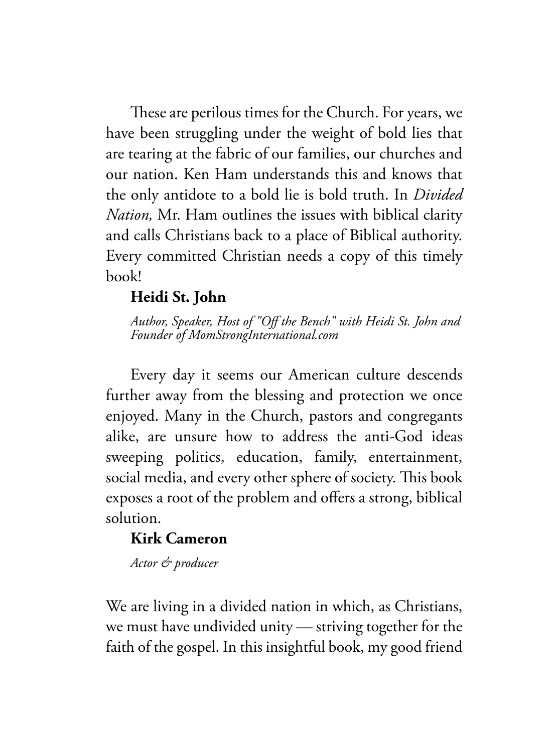These are perilous times for the Church. For years, we have been struggling under the weight of bold lies that are tearing at the fabric of our families, our churches and our nation. Ken Ham understands this and knows that the only antidote to a bold lie is bold truth. In *Divided Nation,* Mr. Ham outlines the issues with biblical clarity and calls Christians back to a place of Biblical authority. Every committed Christian needs a copy of this timely book!

**Heidi St. John**

*Author, Speaker, Host of "Off the Bench" with Heidi St. John and Founder of MomStrongInternational.com*

Every day it seems our American culture descends further away from the blessing and protection we once enjoyed. Many in the Church, pastors and congregants alike, are unsure how to address the anti-God ideas sweeping politics, education, family, entertainment, social media, and every other sphere of society. This book exposes a root of the problem and offers a strong, biblical solution.

**Kirk Cameron**

*Actor & producer*

We are living in a divided nation in which, as Christians, we must have undivided unity — striving together for the faith of the gospel. In this insightful book, my good friend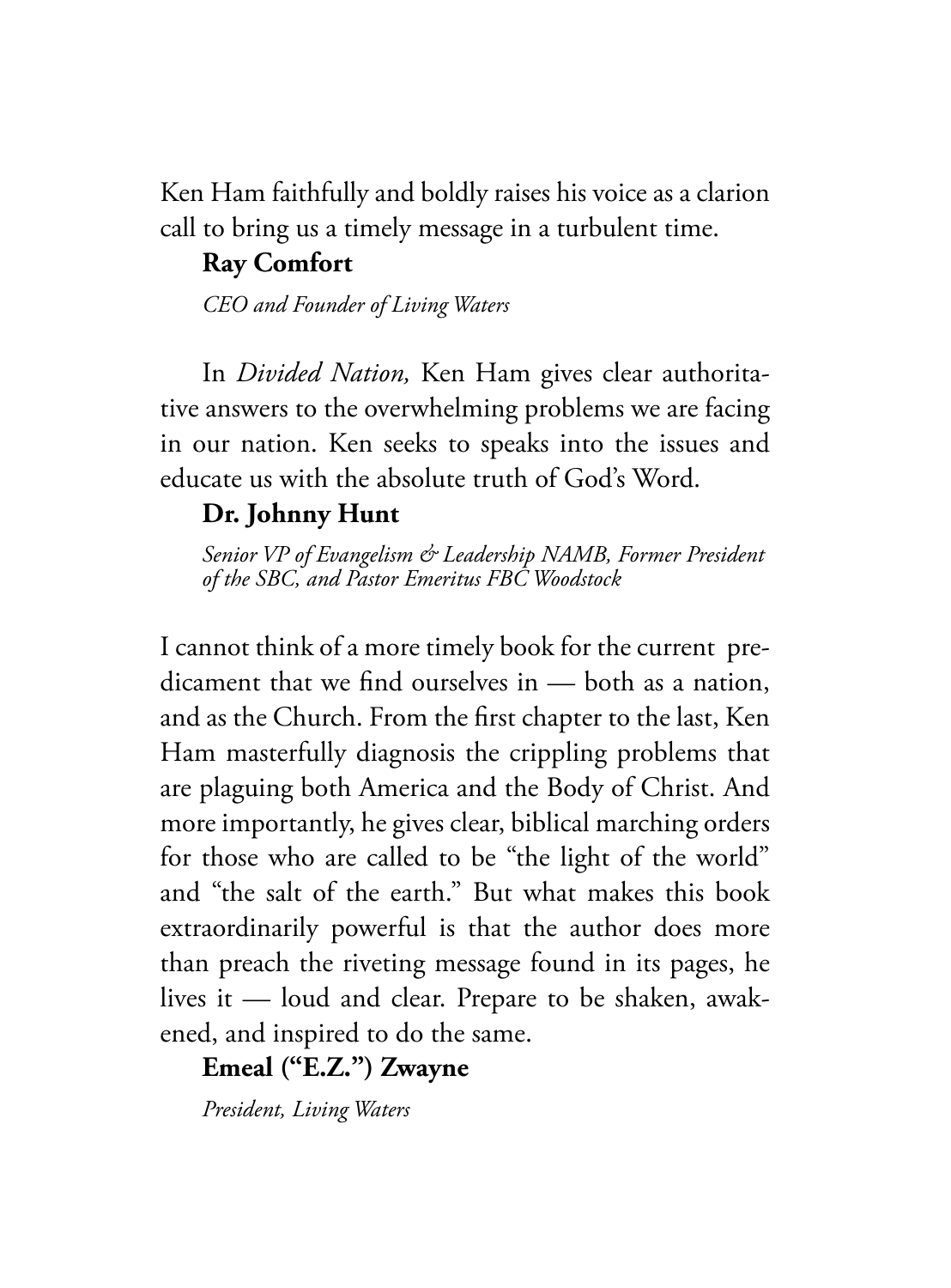Ken Ham faithfully and boldly raises his voice as a clarion call to bring us a timely message in a turbulent time.

**Ray Comfort**

*CEO and Founder of Living Waters*

In *Divided Nation,* Ken Ham gives clear authoritative answers to the overwhelming problems we are facing in our nation. Ken seeks to speaks into the issues and educate us with the absolute truth of God's Word.

**Dr. Johnny Hunt**

*Senior VP of Evangelism & Leadership NAMB, Former President of the SBC, and Pastor Emeritus FBC Woodstock*

I cannot think of a more timely book for the current predicament that we find ourselves in — both as a nation, and as the Church. From the first chapter to the last, Ken Ham masterfully diagnosis the crippling problems that are plaguing both America and the Body of Christ. And more importantly, he gives clear, biblical marching orders for those who are called to be "the light of the world" and "the salt of the earth." But what makes this book extraordinarily powerful is that the author does more than preach the riveting message found in its pages, he lives it — loud and clear. Prepare to be shaken, awakened, and inspired to do the same.

**Emeal ("E.Z.") Zwayne**

*President, Living Waters*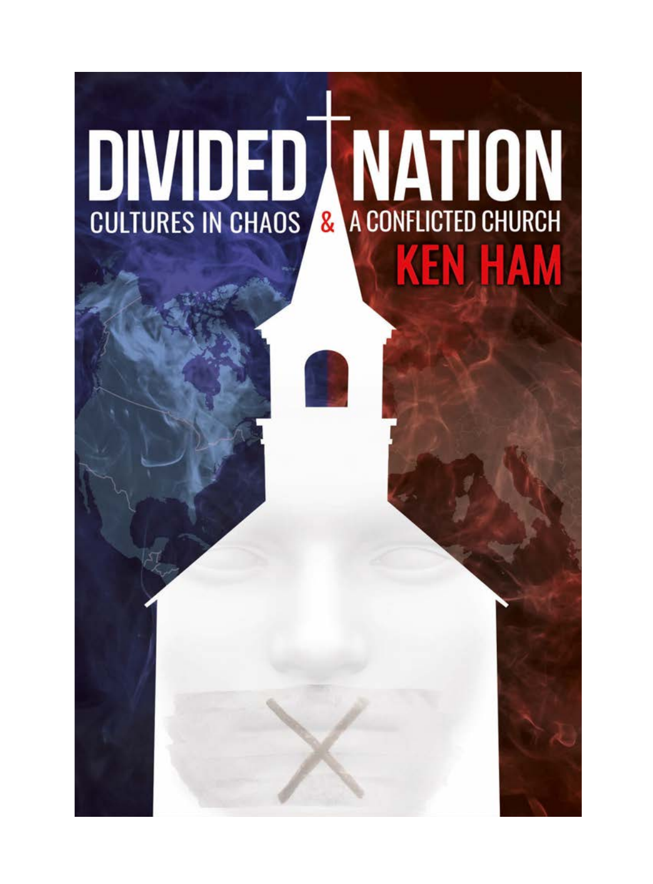# DIVIDED NATION

CULTURES IN CHAOS & A CONFLICTED CHURCH

KEN HAM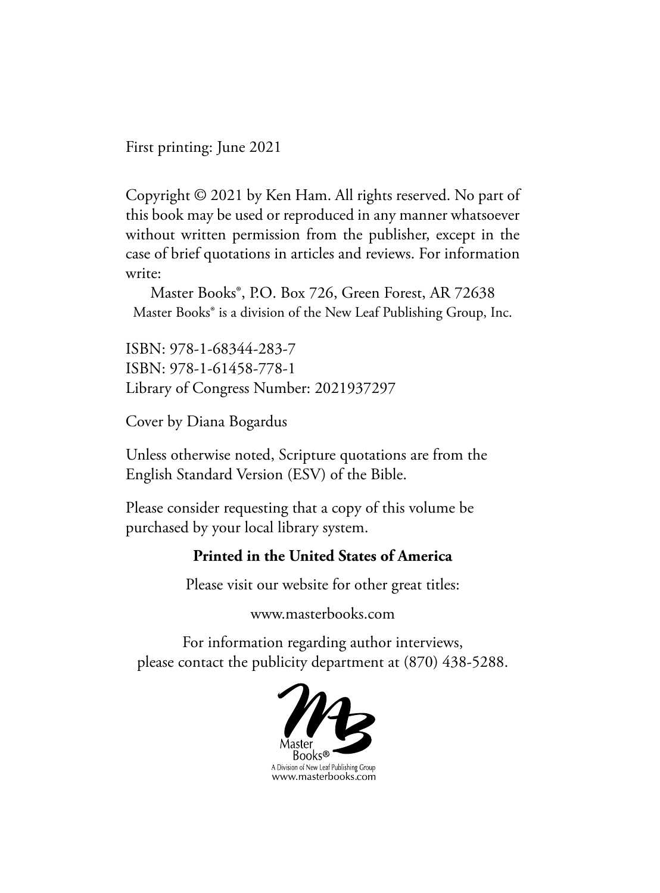First printing: June 2021

Copyright © 2021 by Ken Ham. All rights reserved. No part of this book may be used or reproduced in any manner whatsoever without written permission from the publisher, except in the case of brief quotations in articles and reviews. For information write:

Master Books®, P.O. Box 726, Green Forest, AR 72638
Master Books® is a division of the New Leaf Publishing Group, Inc.

ISBN: 978-1-68344-283-7
ISBN: 978-1-61458-778-1
Library of Congress Number: 2021937297

Cover by Diana Bogardus

Unless otherwise noted, Scripture quotations are from the English Standard Version (ESV) of the Bible.

Please consider requesting that a copy of this volume be purchased by your local library system.

**Printed in the United States of America**

Please visit our website for other great titles:

www.masterbooks.com

For information regarding author interviews, please contact the publicity department at (870) 438-5288.

Master Books®
A Division of New Leaf Publishing Group
www.masterbooks.com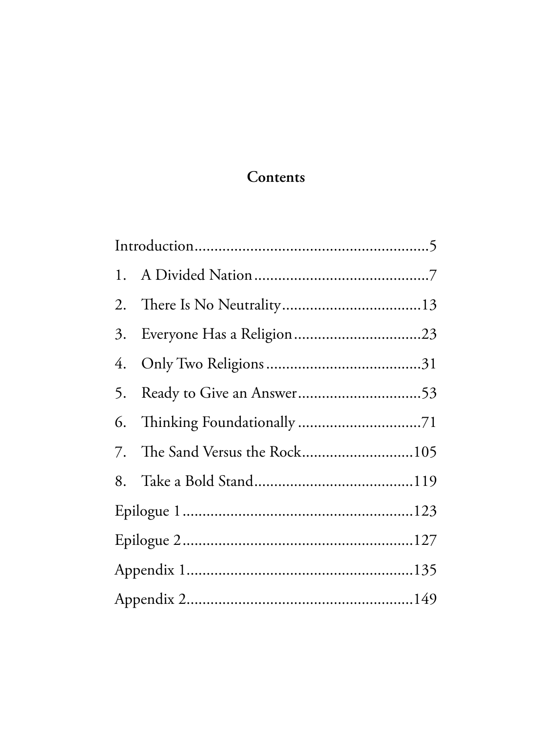## Contents

Introduction...........................................................5

1. A Divided Nation............................................7
2. There Is No Neutrality...................................13
3. Everyone Has a Religion................................23
4. Only Two Religions.......................................31
5. Ready to Give an Answer...............................53
6. Thinking Foundationally...............................71
7. The Sand Versus the Rock............................105
8. Take a Bold Stand........................................119

Epilogue 1..........................................................123

Epilogue 2..........................................................127

Appendix 1.........................................................135

Appendix 2.........................................................149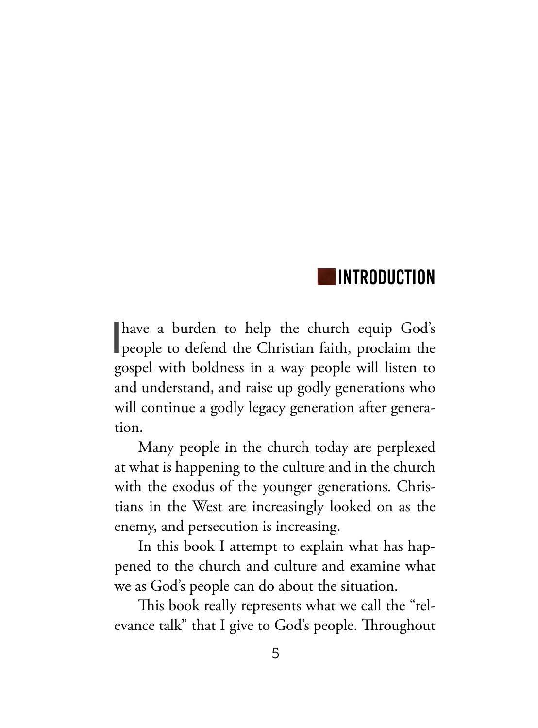# INTRODUCTION

I have a burden to help the church equip God's people to defend the Christian faith, proclaim the gospel with boldness in a way people will listen to and understand, and raise up godly generations who will continue a godly legacy generation after generation.

Many people in the church today are perplexed at what is happening to the culture and in the church with the exodus of the younger generations. Christians in the West are increasingly looked on as the enemy, and persecution is increasing.

In this book I attempt to explain what has happened to the church and culture and examine what we as God's people can do about the situation.

This book really represents what we call the "relevance talk" that I give to God's people. Throughout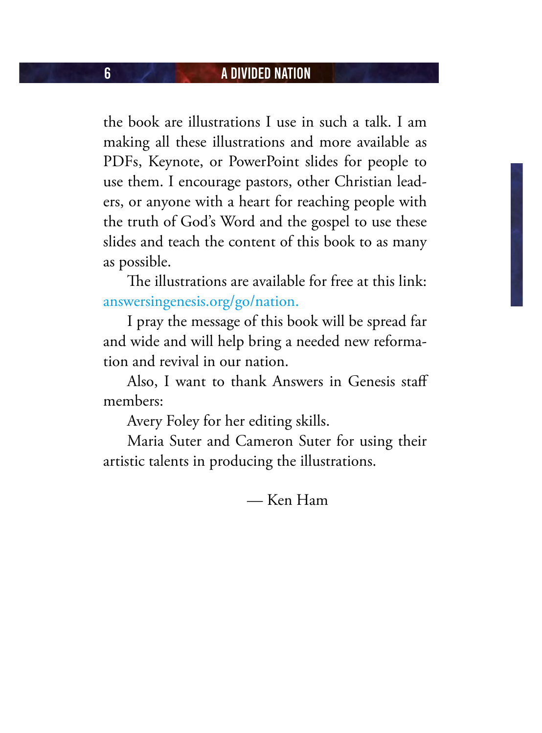the book are illustrations I use in such a talk. I am making all these illustrations and more available as PDFs, Keynote, or PowerPoint slides for people to use them. I encourage pastors, other Christian leaders, or anyone with a heart for reaching people with the truth of God's Word and the gospel to use these slides and teach the content of this book to as many as possible.

The illustrations are available for free at this link: answersingenesis.org/go/nation.

I pray the message of this book will be spread far and wide and will help bring a needed new reformation and revival in our nation.

Also, I want to thank Answers in Genesis staff members:

Avery Foley for her editing skills.

Maria Suter and Cameron Suter for using their artistic talents in producing the illustrations.

— Ken Ham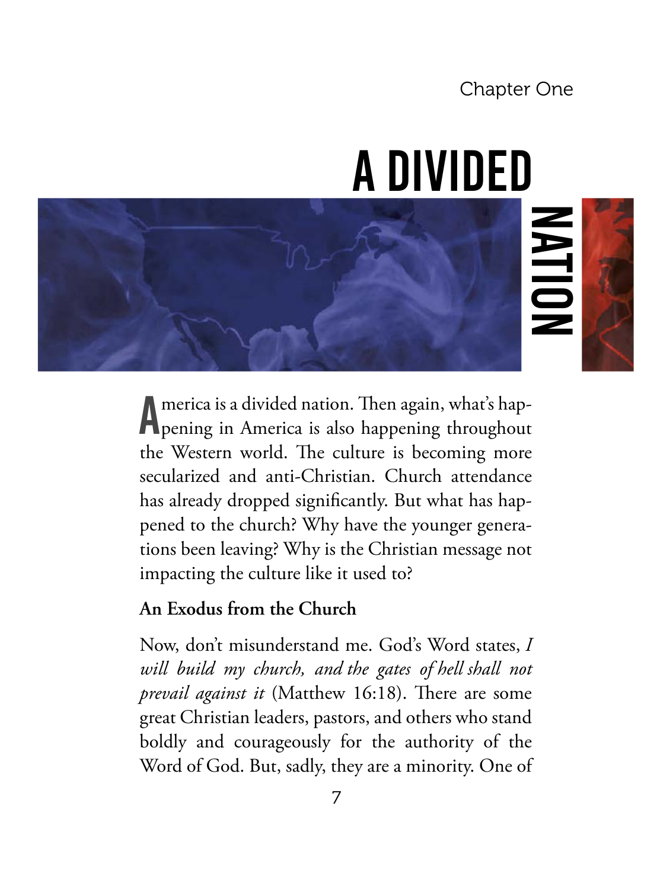Chapter One

# A DIVIDED NATION

America is a divided nation. Then again, what's happening in America is also happening throughout the Western world. The culture is becoming more secularized and anti-Christian. Church attendance has already dropped significantly. But what has happened to the church? Why have the younger generations been leaving? Why is the Christian message not impacting the culture like it used to?

## An Exodus from the Church

Now, don't misunderstand me. God's Word states, *I will build my church, and the gates of hell shall not prevail against it* (Matthew 16:18). There are some great Christian leaders, pastors, and others who stand boldly and courageously for the authority of the Word of God. But, sadly, they are a minority. One of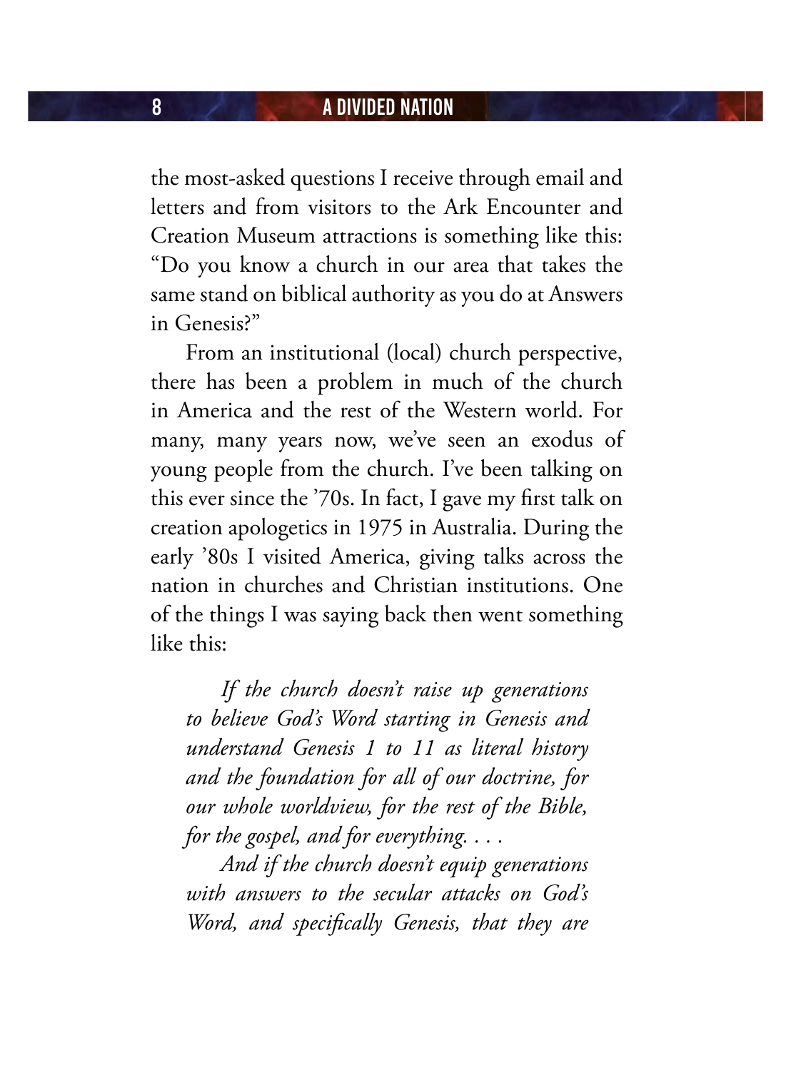the most-asked questions I receive through email and letters and from visitors to the Ark Encounter and Creation Museum attractions is something like this: "Do you know a church in our area that takes the same stand on biblical authority as you do at Answers in Genesis?"

From an institutional (local) church perspective, there has been a problem in much of the church in America and the rest of the Western world. For many, many years now, we've seen an exodus of young people from the church. I've been talking on this ever since the '70s. In fact, I gave my first talk on creation apologetics in 1975 in Australia. During the early '80s I visited America, giving talks across the nation in churches and Christian institutions. One of the things I was saying back then went something like this:

> *If the church doesn't raise up generations to believe God's Word starting in Genesis and understand Genesis 1 to 11 as literal history and the foundation for all of our doctrine, for our whole worldview, for the rest of the Bible, for the gospel, and for everything. . . .*
>
> *And if the church doesn't equip generations with answers to the secular attacks on God's Word, and specifically Genesis, that they are*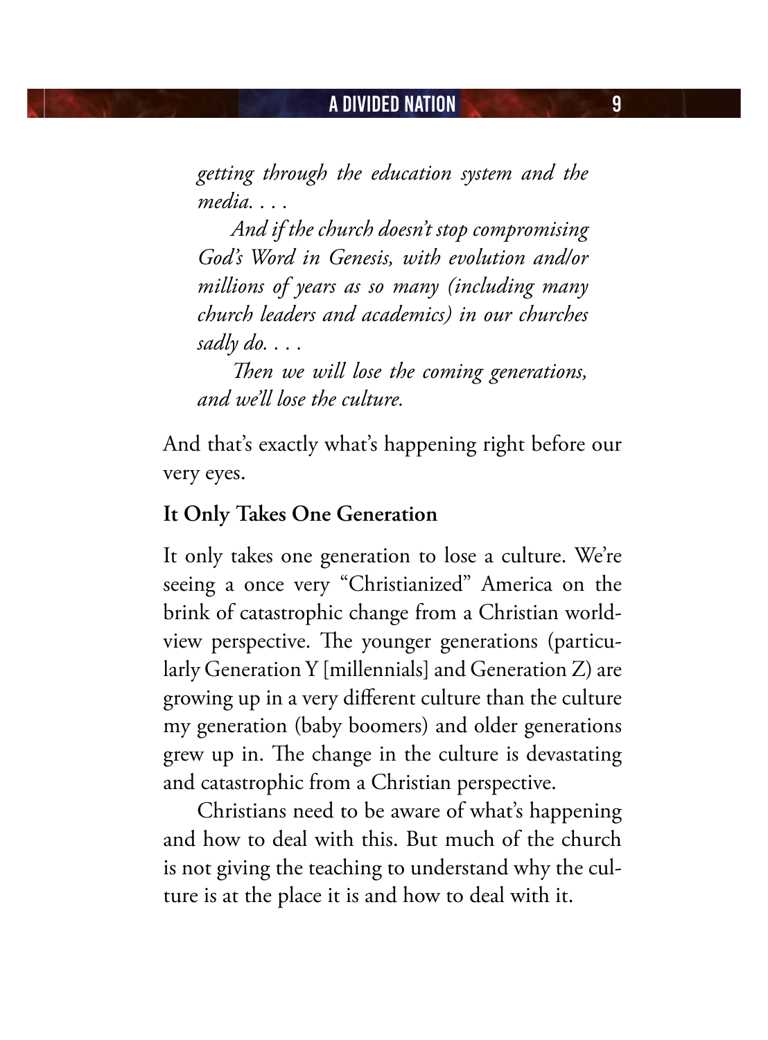*getting through the education system and the media. . . .*

*And if the church doesn't stop compromising God's Word in Genesis, with evolution and/or millions of years as so many (including many church leaders and academics) in our churches sadly do. . . .*

*Then we will lose the coming generations, and we'll lose the culture.*

And that's exactly what's happening right before our very eyes.

**It Only Takes One Generation**

It only takes one generation to lose a culture. We're seeing a once very "Christianized" America on the brink of catastrophic change from a Christian worldview perspective. The younger generations (particularly Generation Y [millennials] and Generation Z) are growing up in a very different culture than the culture my generation (baby boomers) and older generations grew up in. The change in the culture is devastating and catastrophic from a Christian perspective.

Christians need to be aware of what's happening and how to deal with this. But much of the church is not giving the teaching to understand why the culture is at the place it is and how to deal with it.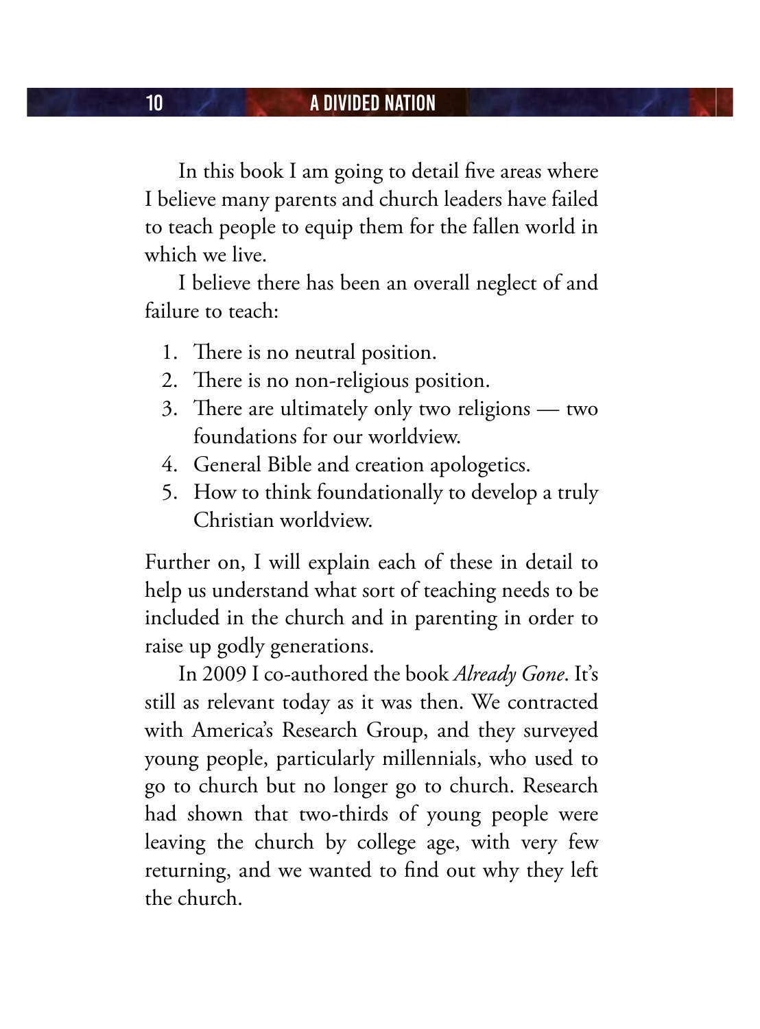In this book I am going to detail five areas where I believe many parents and church leaders have failed to teach people to equip them for the fallen world in which we live.

I believe there has been an overall neglect of and failure to teach:

1. There is no neutral position.
2. There is no non-religious position.
3. There are ultimately only two religions — two foundations for our worldview.
4. General Bible and creation apologetics.
5. How to think foundationally to develop a truly Christian worldview.

Further on, I will explain each of these in detail to help us understand what sort of teaching needs to be included in the church and in parenting in order to raise up godly generations.

In 2009 I co-authored the book *Already Gone*. It's still as relevant today as it was then. We contracted with America's Research Group, and they surveyed young people, particularly millennials, who used to go to church but no longer go to church. Research had shown that two-thirds of young people were leaving the church by college age, with very few returning, and we wanted to find out why they left the church.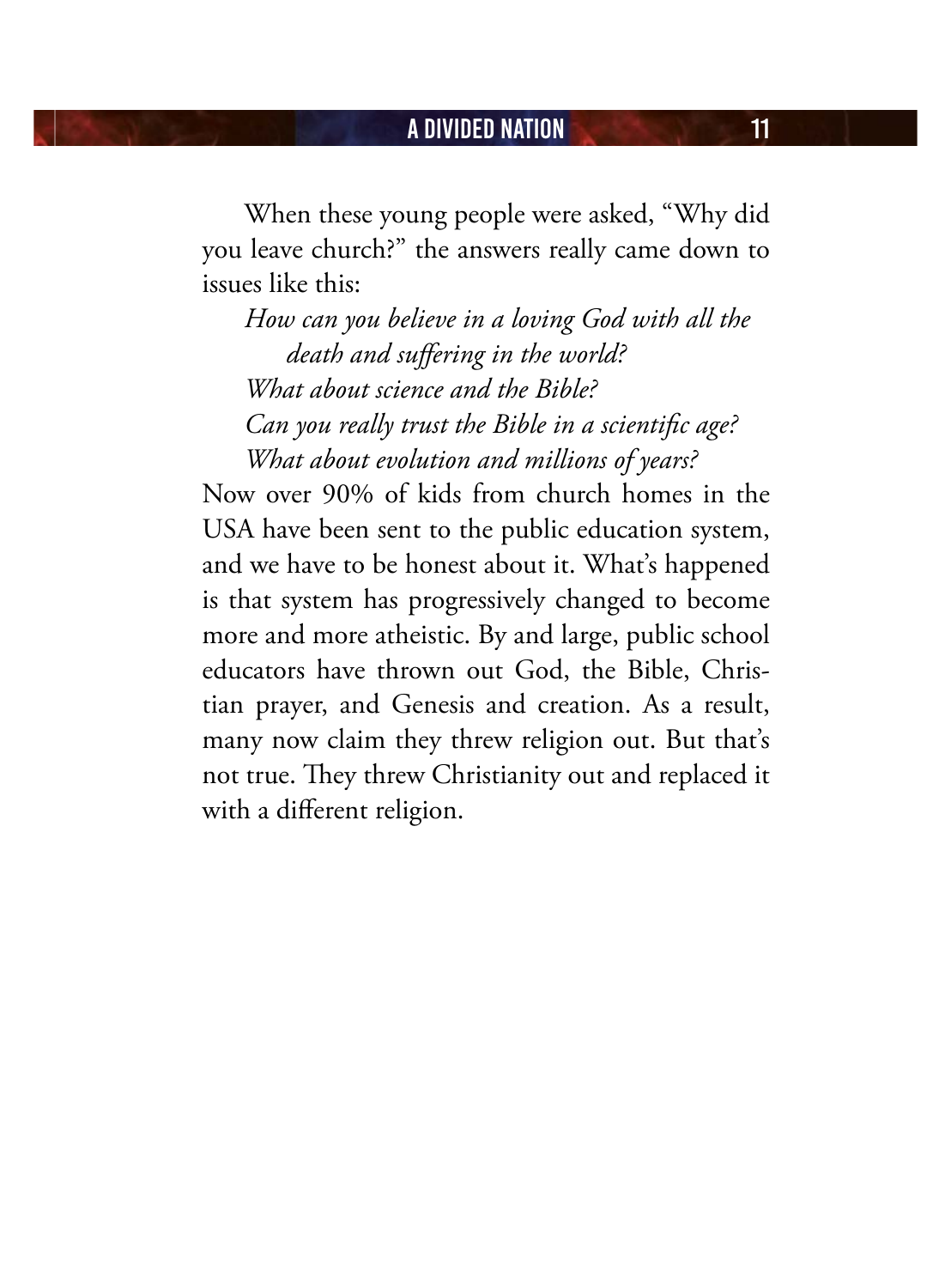When these young people were asked, "Why did you leave church?" the answers really came down to issues like this:

*How can you believe in a loving God with all the death and suffering in the world?*

*What about science and the Bible?*

*Can you really trust the Bible in a scientific age?*

*What about evolution and millions of years?*

Now over 90% of kids from church homes in the USA have been sent to the public education system, and we have to be honest about it. What's happened is that system has progressively changed to become more and more atheistic. By and large, public school educators have thrown out God, the Bible, Christian prayer, and Genesis and creation. As a result, many now claim they threw religion out. But that's not true. They threw Christianity out and replaced it with a different religion.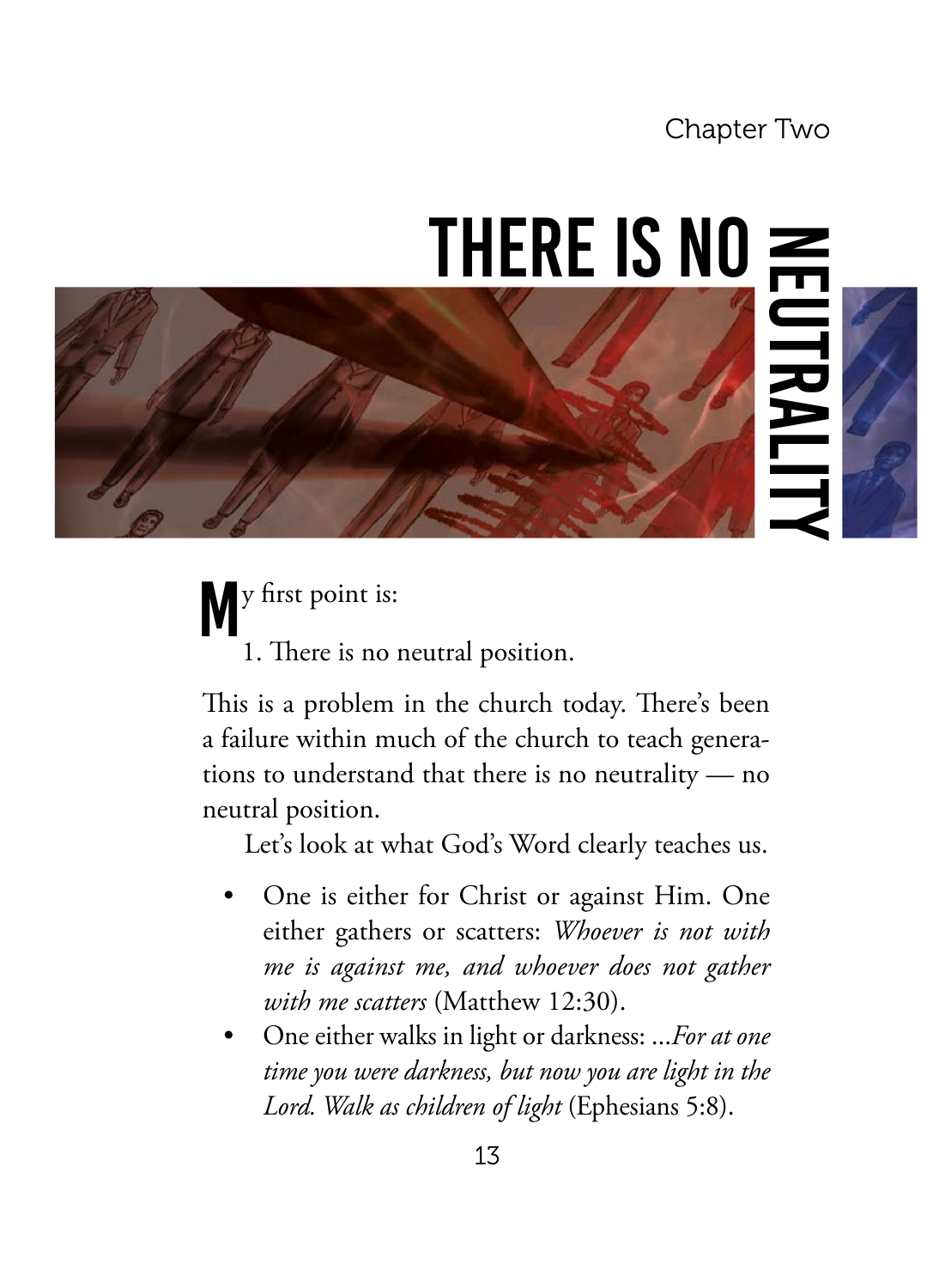Chapter Two

# THERE IS NO NEUTRALITY

My first point is:

1. There is no neutral position.

This is a problem in the church today. There's been a failure within much of the church to teach generations to understand that there is no neutrality — no neutral position.

Let's look at what God's Word clearly teaches us.

- One is either for Christ or against Him. One either gathers or scatters: *Whoever is not with me is against me, and whoever does not gather with me scatters* (Matthew 12:30).
- One either walks in light or darkness: *...For at one time you were darkness, but now you are light in the Lord. Walk as children of light* (Ephesians 5:8).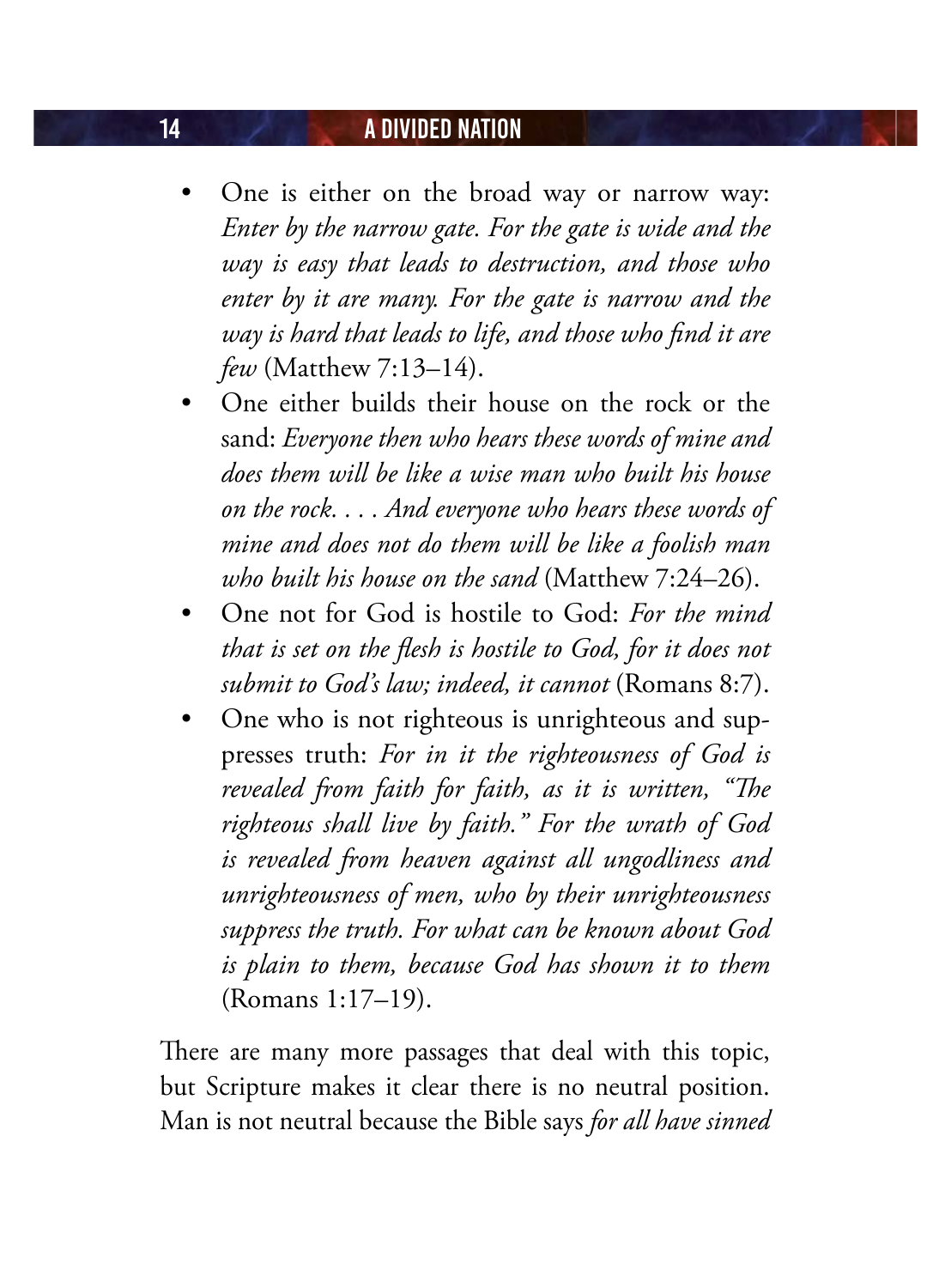- One is either on the broad way or narrow way: *Enter by the narrow gate. For the gate is wide and the way is easy that leads to destruction, and those who enter by it are many. For the gate is narrow and the way is hard that leads to life, and those who find it are few* (Matthew 7:13–14).
- One either builds their house on the rock or the sand: *Everyone then who hears these words of mine and does them will be like a wise man who built his house on the rock. . . . And everyone who hears these words of mine and does not do them will be like a foolish man who built his house on the sand* (Matthew 7:24–26).
- One not for God is hostile to God: *For the mind that is set on the flesh is hostile to God, for it does not submit to God's law; indeed, it cannot* (Romans 8:7).
- One who is not righteous is unrighteous and suppresses truth: *For in it the righteousness of God is revealed from faith for faith, as it is written, "The righteous shall live by faith." For the wrath of God is revealed from heaven against all ungodliness and unrighteousness of men, who by their unrighteousness suppress the truth. For what can be known about God is plain to them, because God has shown it to them* (Romans 1:17–19).

There are many more passages that deal with this topic, but Scripture makes it clear there is no neutral position. Man is not neutral because the Bible says *for all have sinned*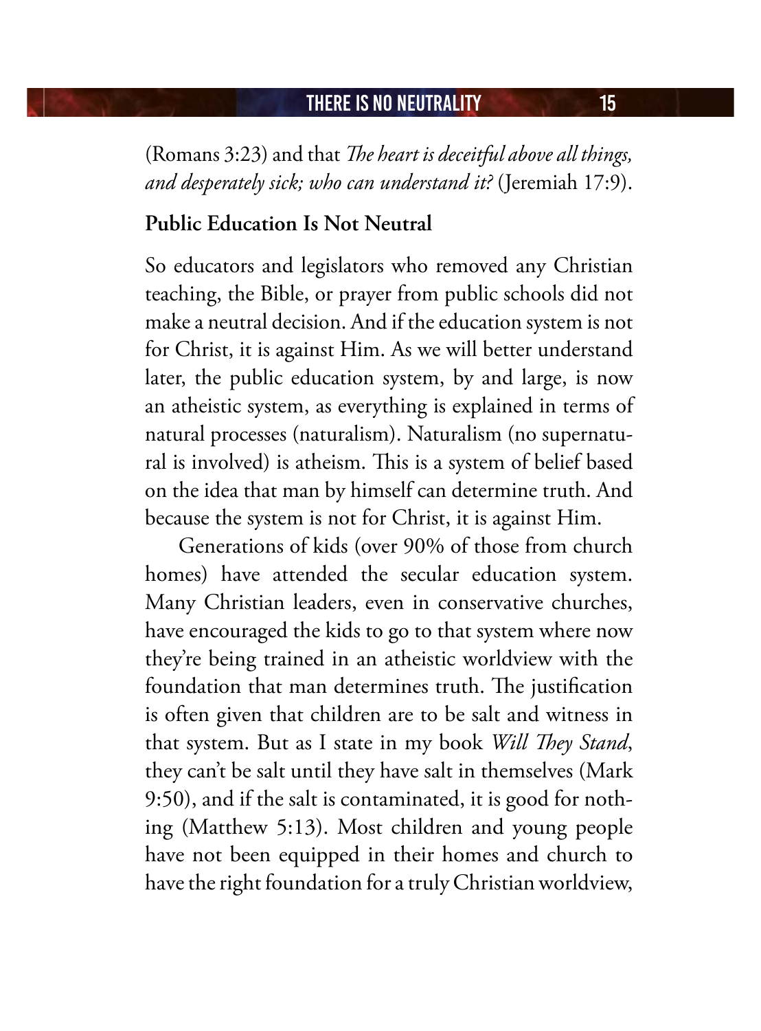(Romans 3:23) and that *The heart is deceitful above all things, and desperately sick; who can understand it?* (Jeremiah 17:9).

**Public Education Is Not Neutral**

So educators and legislators who removed any Christian teaching, the Bible, or prayer from public schools did not make a neutral decision. And if the education system is not for Christ, it is against Him. As we will better understand later, the public education system, by and large, is now an atheistic system, as everything is explained in terms of natural processes (naturalism). Naturalism (no supernatural is involved) is atheism. This is a system of belief based on the idea that man by himself can determine truth. And because the system is not for Christ, it is against Him.

Generations of kids (over 90% of those from church homes) have attended the secular education system. Many Christian leaders, even in conservative churches, have encouraged the kids to go to that system where now they're being trained in an atheistic worldview with the foundation that man determines truth. The justification is often given that children are to be salt and witness in that system. But as I state in my book *Will They Stand*, they can't be salt until they have salt in themselves (Mark 9:50), and if the salt is contaminated, it is good for nothing (Matthew 5:13). Most children and young people have not been equipped in their homes and church to have the right foundation for a truly Christian worldview,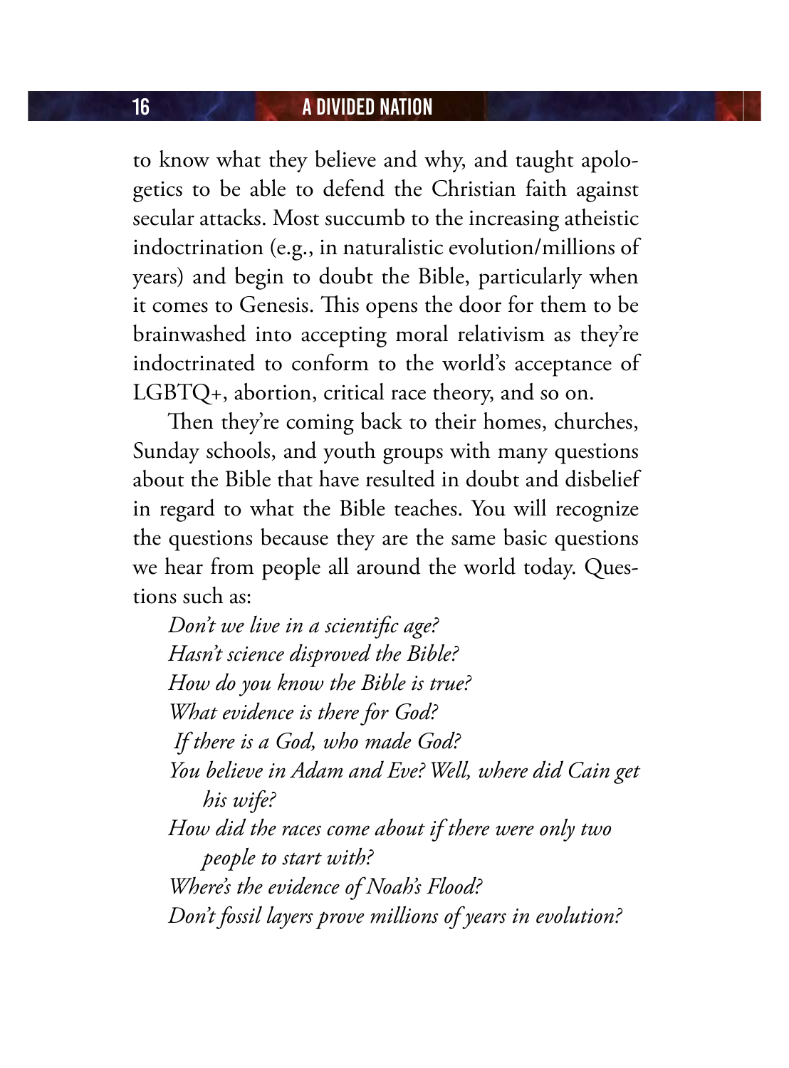to know what they believe and why, and taught apologetics to be able to defend the Christian faith against secular attacks. Most succumb to the increasing atheistic indoctrination (e.g., in naturalistic evolution/millions of years) and begin to doubt the Bible, particularly when it comes to Genesis. This opens the door for them to be brainwashed into accepting moral relativism as they're indoctrinated to conform to the world's acceptance of LGBTQ+, abortion, critical race theory, and so on.

Then they're coming back to their homes, churches, Sunday schools, and youth groups with many questions about the Bible that have resulted in doubt and disbelief in regard to what the Bible teaches. You will recognize the questions because they are the same basic questions we hear from people all around the world today. Questions such as:

*Don't we live in a scientific age?*
*Hasn't science disproved the Bible?*
*How do you know the Bible is true?*
*What evidence is there for God?*
*If there is a God, who made God?*
*You believe in Adam and Eve? Well, where did Cain get his wife?*
*How did the races come about if there were only two people to start with?*
*Where's the evidence of Noah's Flood?*
*Don't fossil layers prove millions of years in evolution?*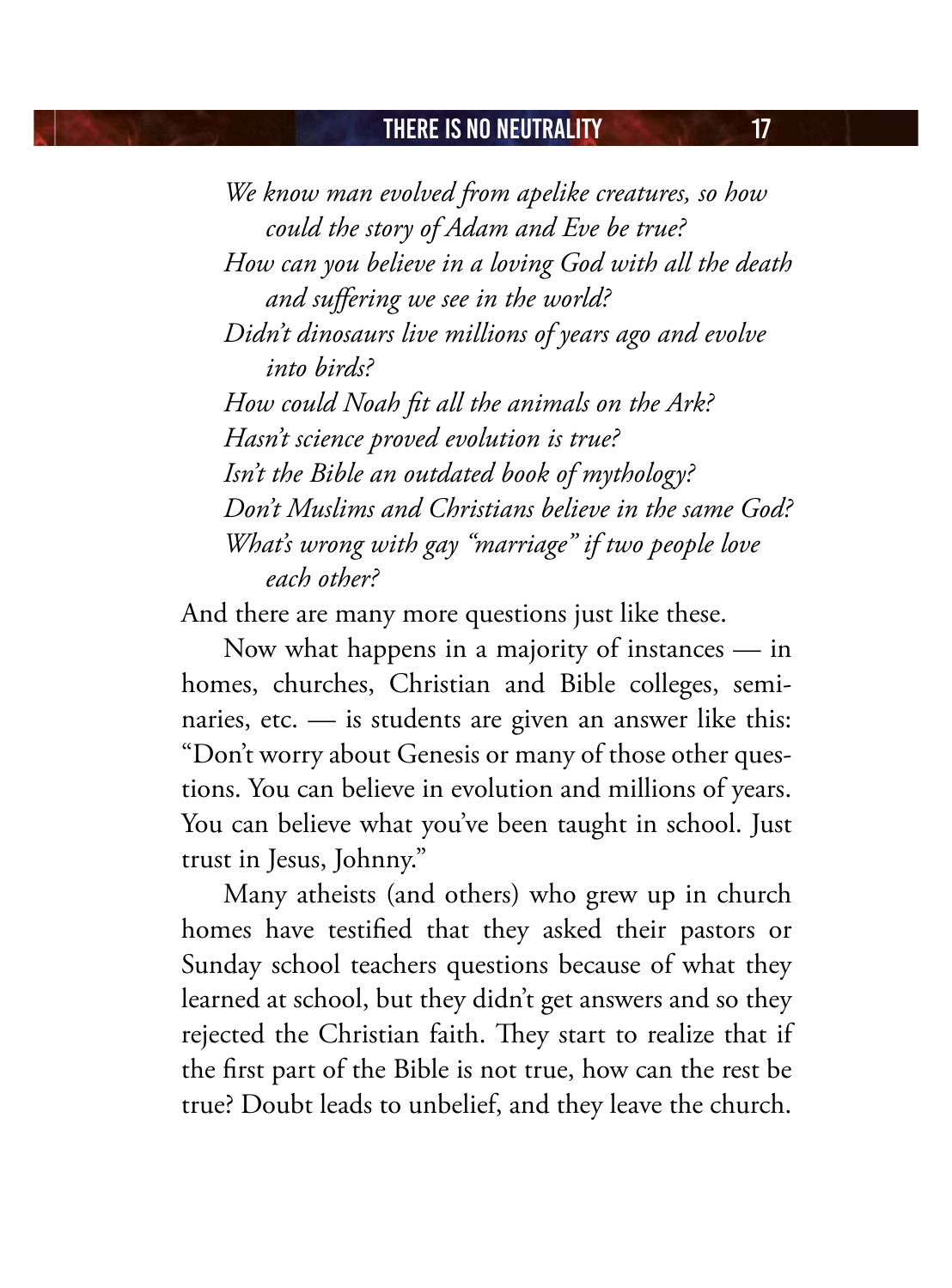*We know man evolved from apelike creatures, so how could the story of Adam and Eve be true?*
*How can you believe in a loving God with all the death and suffering we see in the world?*
*Didn't dinosaurs live millions of years ago and evolve into birds?*
*How could Noah fit all the animals on the Ark?*
*Hasn't science proved evolution is true?*
*Isn't the Bible an outdated book of mythology?*
*Don't Muslims and Christians believe in the same God?*
*What's wrong with gay "marriage" if two people love each other?*

And there are many more questions just like these.

Now what happens in a majority of instances — in homes, churches, Christian and Bible colleges, seminaries, etc. — is students are given an answer like this: "Don't worry about Genesis or many of those other questions. You can believe in evolution and millions of years. You can believe what you've been taught in school. Just trust in Jesus, Johnny."

Many atheists (and others) who grew up in church homes have testified that they asked their pastors or Sunday school teachers questions because of what they learned at school, but they didn't get answers and so they rejected the Christian faith. They start to realize that if the first part of the Bible is not true, how can the rest be true? Doubt leads to unbelief, and they leave the church.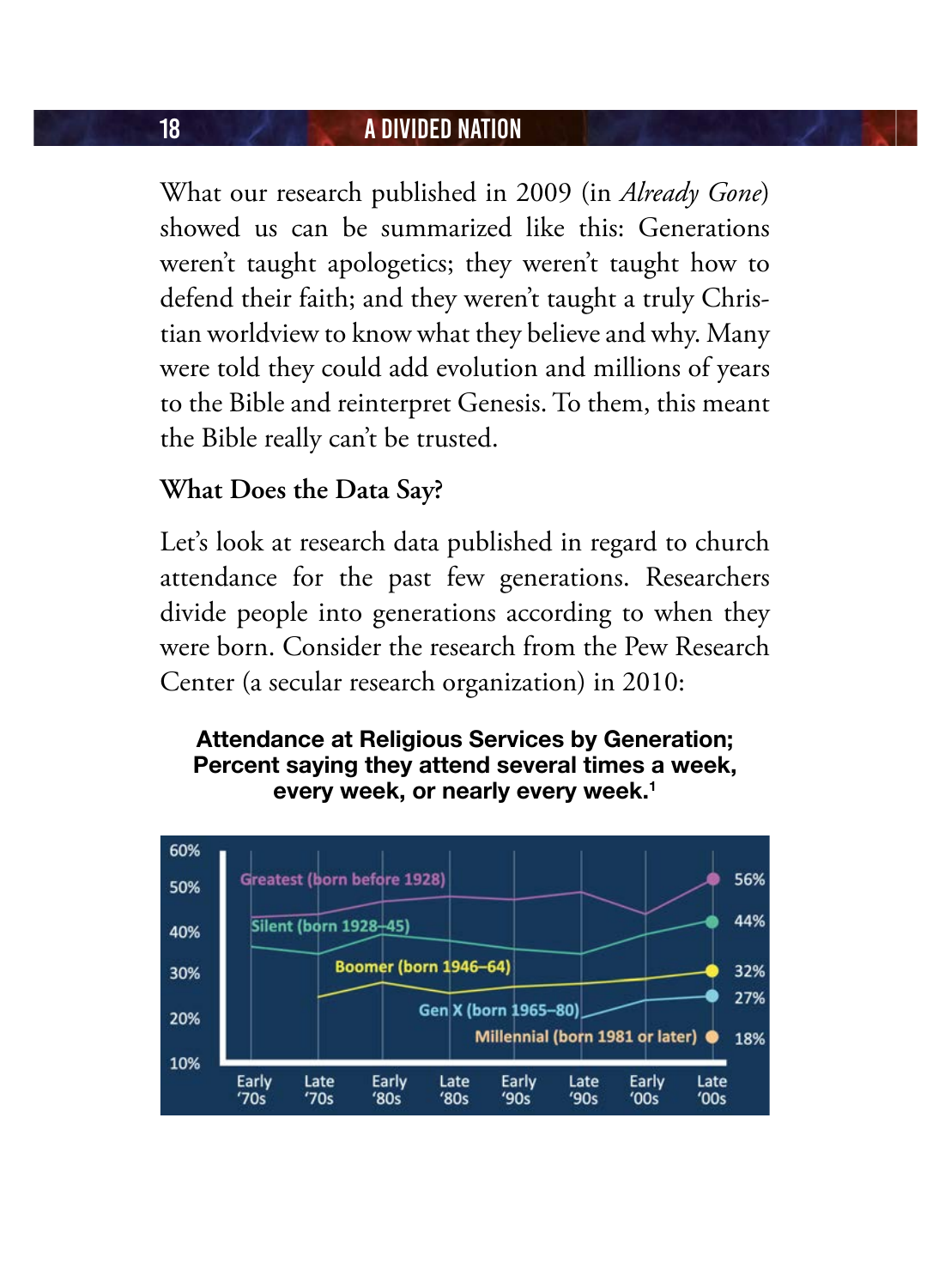What our research published in 2009 (in *Already Gone*) showed us can be summarized like this: Generations weren't taught apologetics; they weren't taught how to defend their faith; and they weren't taught a truly Christian worldview to know what they believe and why. Many were told they could add evolution and millions of years to the Bible and reinterpret Genesis. To them, this meant the Bible really can't be trusted.

### What Does the Data Say?

Let's look at research data published in regard to church attendance for the past few generations. Researchers divide people into generations according to when they were born. Consider the research from the Pew Research Center (a secular research organization) in 2010:

**Attendance at Religious Services by Generation; Percent saying they attend several times a week, every week, or nearly every week.**[1]

Greatest (born before 1928) — 56%
Silent (born 1928–45) — 44%
Boomer (born 1946–64) — 32%
Gen X (born 1965–80) — 27%
Millennial (born 1981 or later) — 18%

Early '70s, Late '70s, Early '80s, Late '80s, Early '90s, Late '90s, Early '00s, Late '00s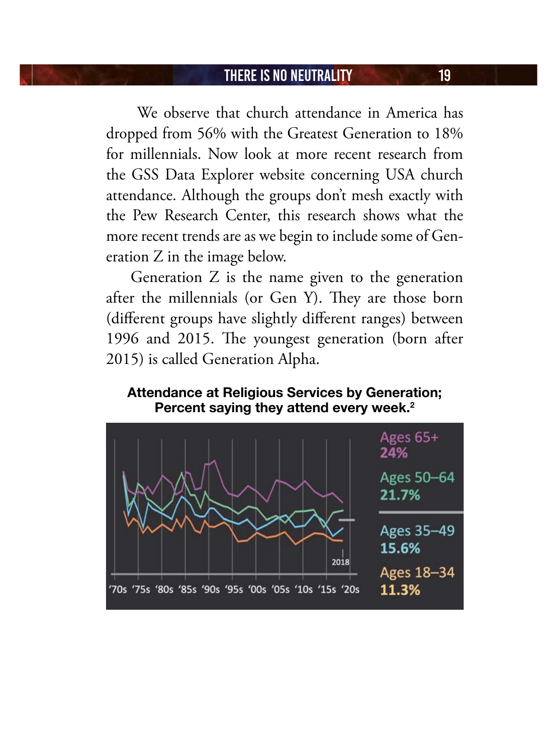We observe that church attendance in America has dropped from 56% with the Greatest Generation to 18% for millennials. Now look at more recent research from the GSS Data Explorer website concerning USA church attendance. Although the groups don't mesh exactly with the Pew Research Center, this research shows what the more recent trends are as we begin to include some of Generation Z in the image below.

Generation Z is the name given to the generation after the millennials (or Gen Y). They are those born (different groups have slightly different ranges) between 1996 and 2015. The youngest generation (born after 2015) is called Generation Alpha.

**Attendance at Religious Services by Generation; Percent saying they attend every week.[2]**

Ages 65+ 24%

Ages 50–64 21.7%

Ages 35–49 15.6%

Ages 18–34 11.3%

2018

'70s '75s '80s '85s '90s '95s '00s '05s '10s '15s '20s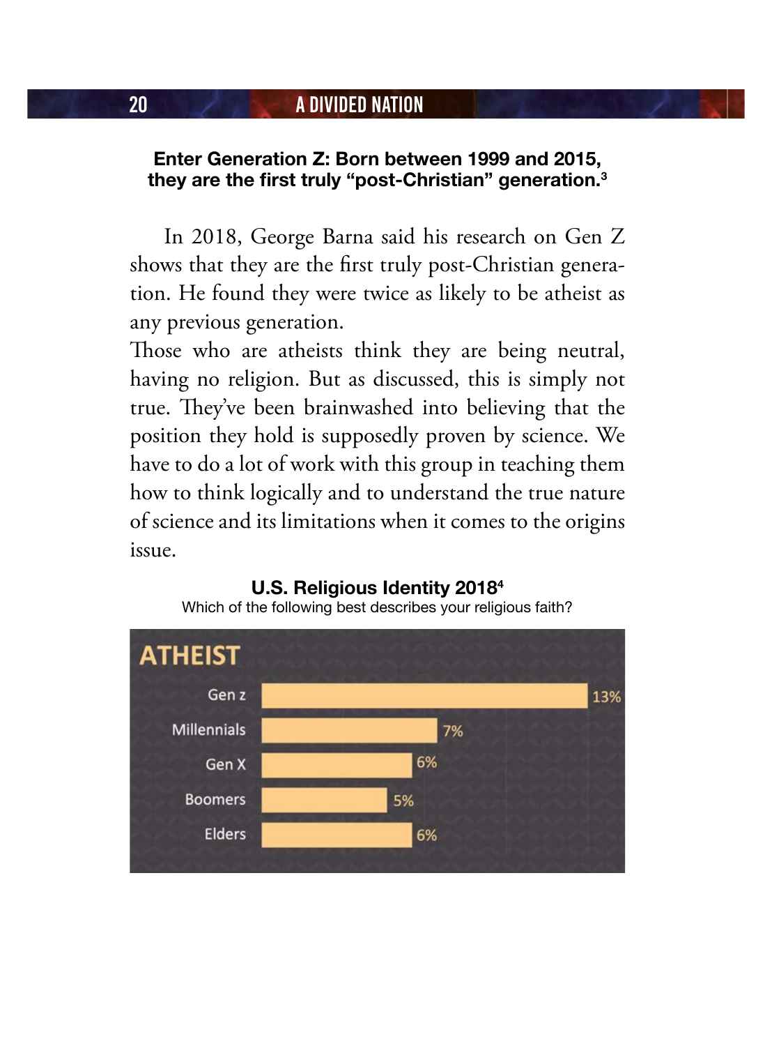**Enter Generation Z: Born between 1999 and 2015, they are the first truly "post-Christian" generation.**[3]

In 2018, George Barna said his research on Gen Z shows that they are the first truly post-Christian generation. He found they were twice as likely to be atheist as any previous generation.

Those who are atheists think they are being neutral, having no religion. But as discussed, this is simply not true. They've been brainwashed into believing that the position they hold is supposedly proven by science. We have to do a lot of work with this group in teaching them how to think logically and to understand the true nature of science and its limitations when it comes to the origins issue.

**U.S. Religious Identity 2018**[4]

Which of the following best describes your religious faith?

**ATHEIST**

| Generation | Percent |
| --- | --- |
| Gen z | 13% |
| Millennials | 7% |
| Gen X | 6% |
| Boomers | 5% |
| Elders | 6% |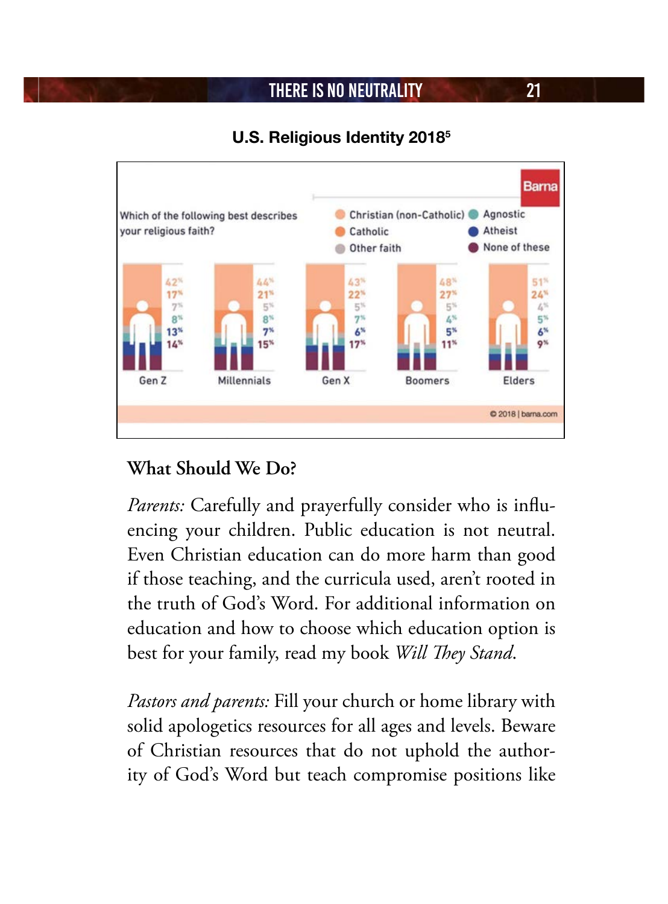**U.S. Religious Identity 2018**[5]

Which of the following best describes your religious faith?

| | Gen Z | Millennials | Gen X | Boomers | Elders |
|---|---|---|---|---|---|
| Christian (non-Catholic) | 42% | 44% | 43% | 48% | 51% |
| Catholic | 17% | 21% | 22% | 27% | 24% |
| Other faith | 7% | 5% | 5% | 5% | 4% |
| Agnostic | 8% | 8% | 7% | 4% | 5% |
| Atheist | 13% | 7% | 6% | 5% | 6% |
| None of these | 14% | 15% | 17% | 11% | 9% |

© 2018 | barna.com

## What Should We Do?

*Parents:* Carefully and prayerfully consider who is influencing your children. Public education is not neutral. Even Christian education can do more harm than good if those teaching, and the curricula used, aren't rooted in the truth of God's Word. For additional information on education and how to choose which education option is best for your family, read my book *Will They Stand*.

*Pastors and parents:* Fill your church or home library with solid apologetics resources for all ages and levels. Beware of Christian resources that do not uphold the authority of God's Word but teach compromise positions like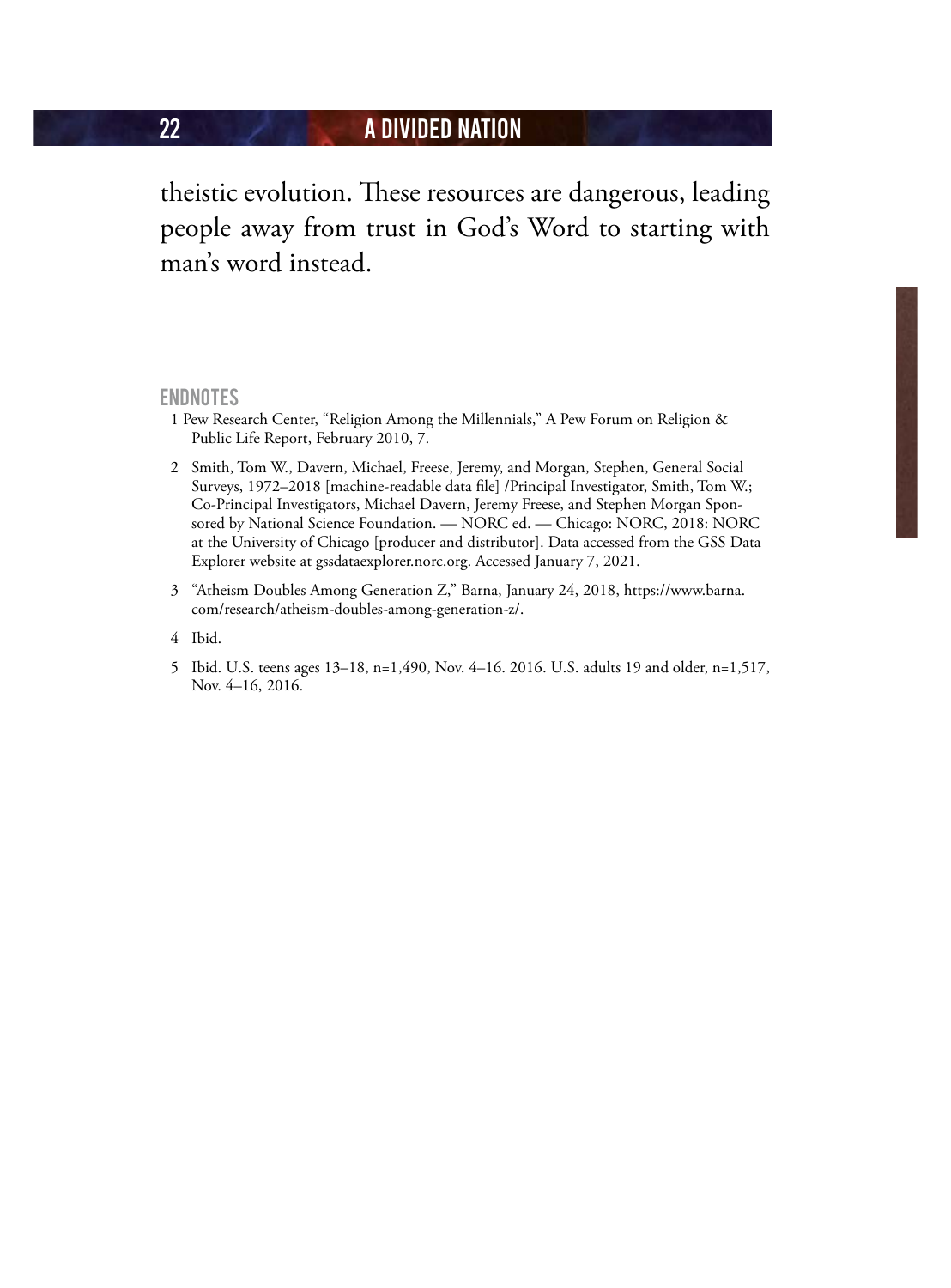theistic evolution. These resources are dangerous, leading people away from trust in God's Word to starting with man's word instead.

## ENDNOTES

1. Pew Research Center, "Religion Among the Millennials," A Pew Forum on Religion & Public Life Report, February 2010, 7.
2. Smith, Tom W., Davern, Michael, Freese, Jeremy, and Morgan, Stephen, General Social Surveys, 1972–2018 [machine-readable data file] /Principal Investigator, Smith, Tom W.; Co-Principal Investigators, Michael Davern, Jeremy Freese, and Stephen Morgan Sponsored by National Science Foundation. — NORC ed. — Chicago: NORC, 2018: NORC at the University of Chicago [producer and distributor]. Data accessed from the GSS Data Explorer website at gssdataexplorer.norc.org. Accessed January 7, 2021.
3. "Atheism Doubles Among Generation Z," Barna, January 24, 2018, https://www.barna.com/research/atheism-doubles-among-generation-z/.
4. Ibid.
5. Ibid. U.S. teens ages 13–18, n=1,490, Nov. 4–16. 2016. U.S. adults 19 and older, n=1,517, Nov. 4–16, 2016.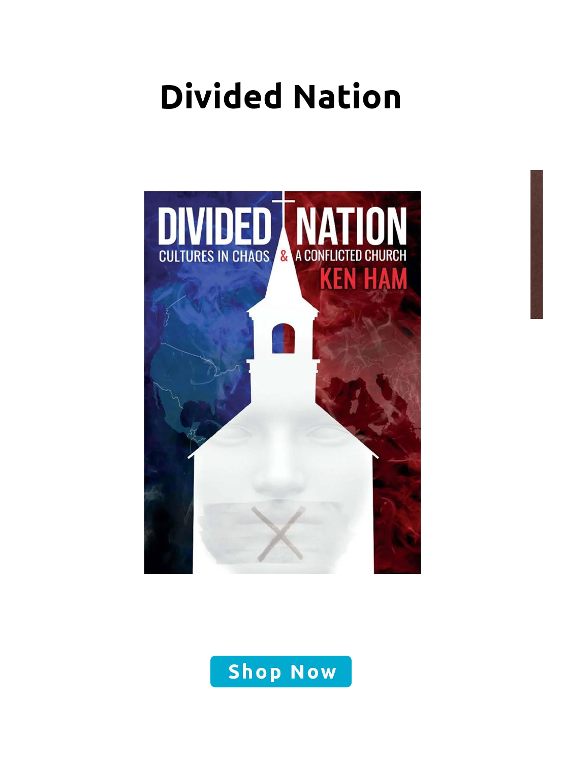# Divided Nation

DIVIDED NATION

CULTURES IN CHAOS & A CONFLICTED CHURCH

KEN HAM

Shop Now